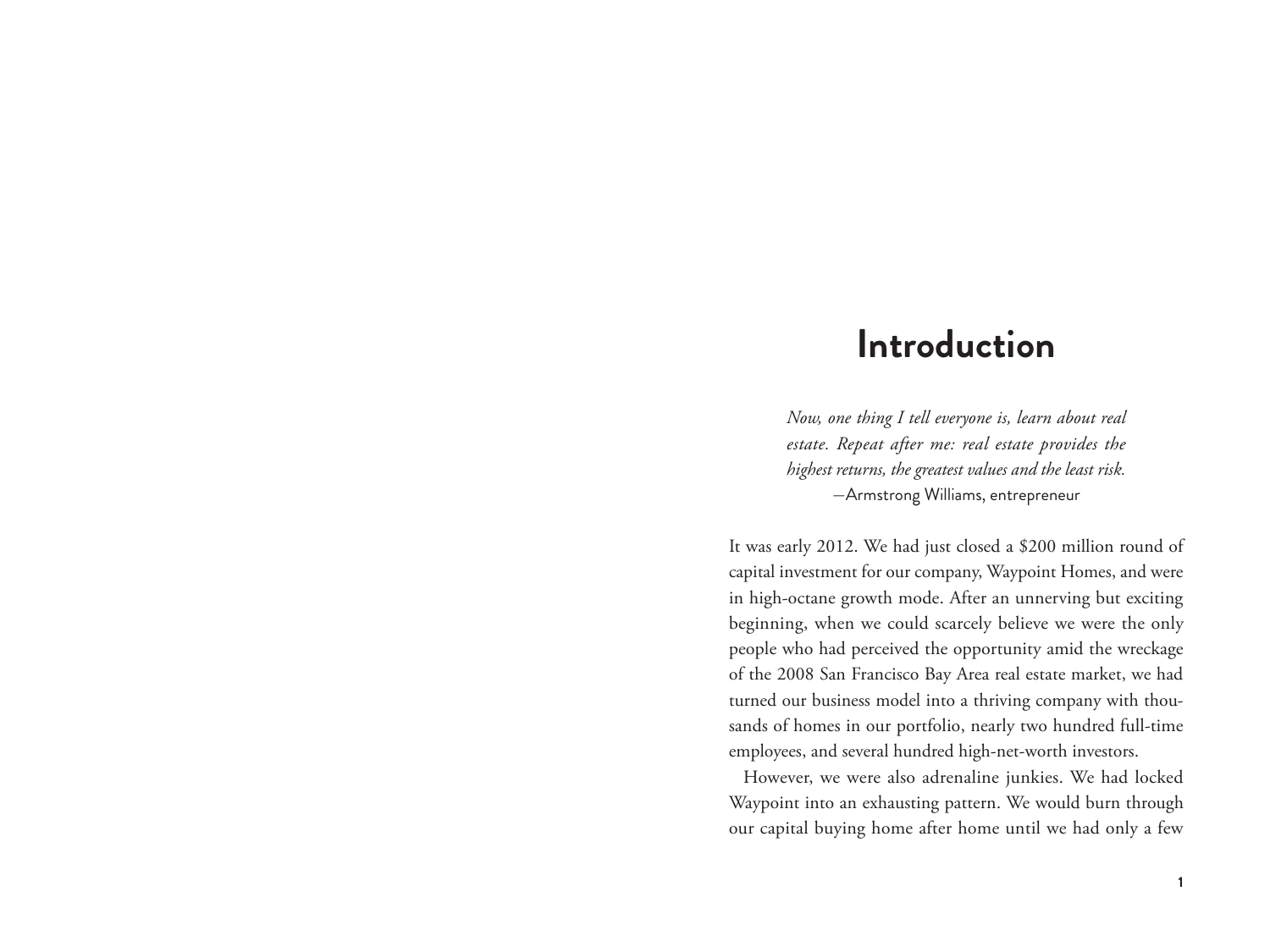# Introduction

> *Now, one thing I tell everyone is, learn about real estate. Repeat after me: real estate provides the highest returns, the greatest values and the least risk.*
>
> —Armstrong Williams, entrepreneur

It was early 2012. We had just closed a $200 million round of capital investment for our company, Waypoint Homes, and were in high-octane growth mode. After an unnerving but exciting beginning, when we could scarcely believe we were the only people who had perceived the opportunity amid the wreckage of the 2008 San Francisco Bay Area real estate market, we had turned our business model into a thriving company with thousands of homes in our portfolio, nearly two hundred full-time employees, and several hundred high-net-worth investors.

However, we were also adrenaline junkies. We had locked Waypoint into an exhausting pattern. We would burn through our capital buying home after home until we had only a few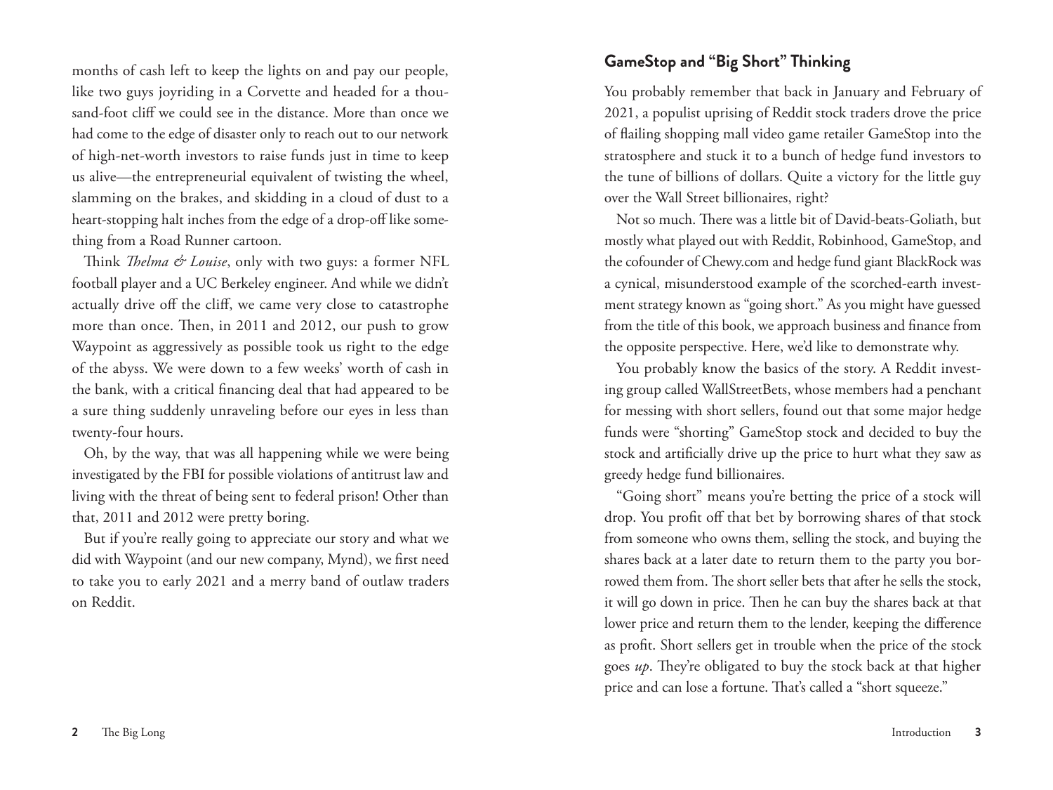months of cash left to keep the lights on and pay our people, like two guys joyriding in a Corvette and headed for a thousand-foot cliff we could see in the distance. More than once we had come to the edge of disaster only to reach out to our network of high-net-worth investors to raise funds just in time to keep us alive—the entrepreneurial equivalent of twisting the wheel, slamming on the brakes, and skidding in a cloud of dust to a heart-stopping halt inches from the edge of a drop-off like something from a Road Runner cartoon.

Think *Thelma & Louise*, only with two guys: a former NFL football player and a UC Berkeley engineer. And while we didn't actually drive off the cliff, we came very close to catastrophe more than once. Then, in 2011 and 2012, our push to grow Waypoint as aggressively as possible took us right to the edge of the abyss. We were down to a few weeks' worth of cash in the bank, with a critical financing deal that had appeared to be a sure thing suddenly unraveling before our eyes in less than twenty-four hours.

Oh, by the way, that was all happening while we were being investigated by the FBI for possible violations of antitrust law and living with the threat of being sent to federal prison! Other than that, 2011 and 2012 were pretty boring.

But if you're really going to appreciate our story and what we did with Waypoint (and our new company, Mynd), we first need to take you to early 2021 and a merry band of outlaw traders on Reddit.

## GameStop and "Big Short" Thinking

You probably remember that back in January and February of 2021, a populist uprising of Reddit stock traders drove the price of flailing shopping mall video game retailer GameStop into the stratosphere and stuck it to a bunch of hedge fund investors to the tune of billions of dollars. Quite a victory for the little guy over the Wall Street billionaires, right?

Not so much. There was a little bit of David-beats-Goliath, but mostly what played out with Reddit, Robinhood, GameStop, and the cofounder of Chewy.com and hedge fund giant BlackRock was a cynical, misunderstood example of the scorched-earth investment strategy known as "going short." As you might have guessed from the title of this book, we approach business and finance from the opposite perspective. Here, we'd like to demonstrate why.

You probably know the basics of the story. A Reddit investing group called WallStreetBets, whose members had a penchant for messing with short sellers, found out that some major hedge funds were "shorting" GameStop stock and decided to buy the stock and artificially drive up the price to hurt what they saw as greedy hedge fund billionaires.

"Going short" means you're betting the price of a stock will drop. You profit off that bet by borrowing shares of that stock from someone who owns them, selling the stock, and buying the shares back at a later date to return them to the party you borrowed them from. The short seller bets that after he sells the stock, it will go down in price. Then he can buy the shares back at that lower price and return them to the lender, keeping the difference as profit. Short sellers get in trouble when the price of the stock goes *up*. They're obligated to buy the stock back at that higher price and can lose a fortune. That's called a "short squeeze."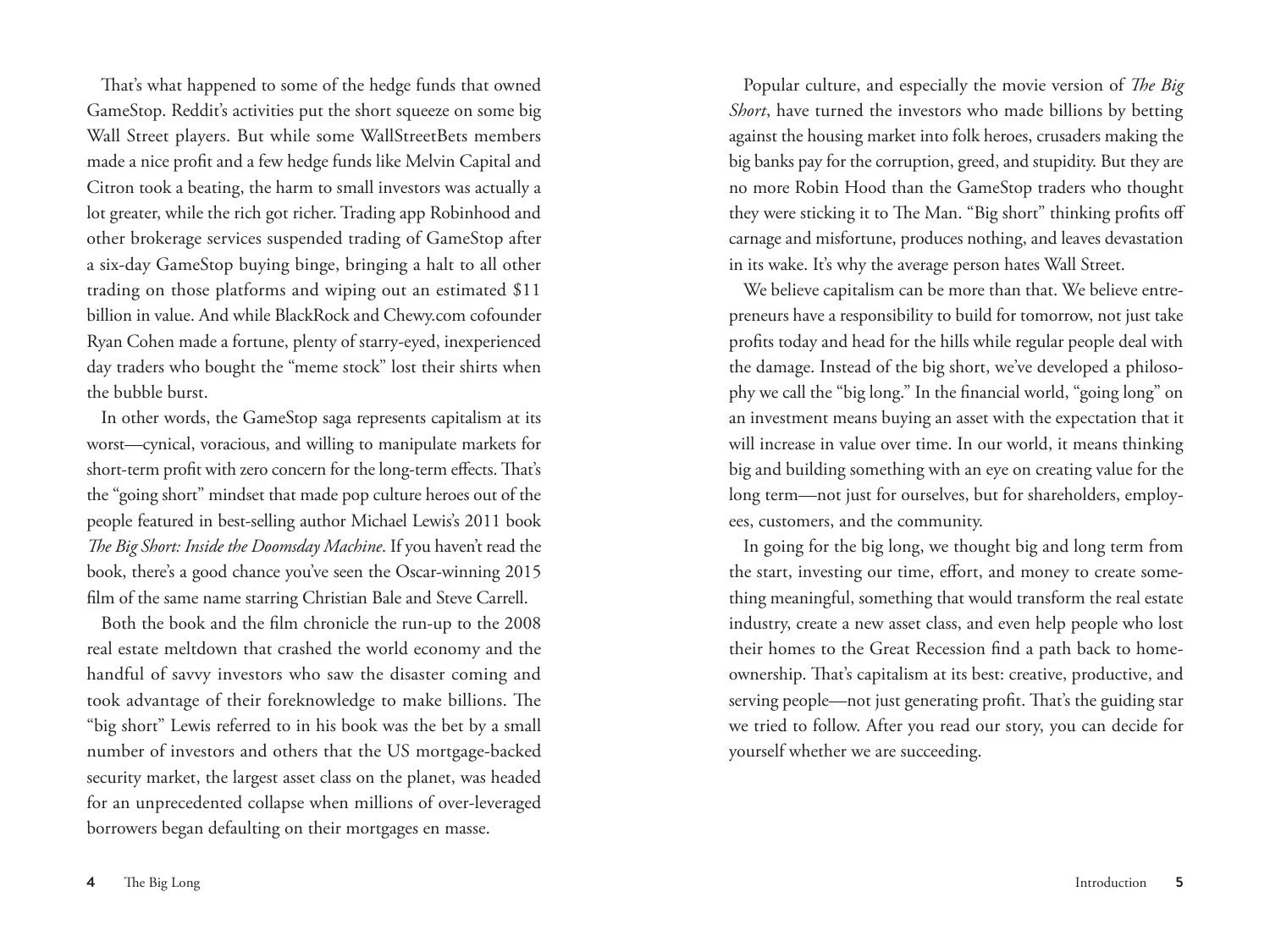That's what happened to some of the hedge funds that owned GameStop. Reddit's activities put the short squeeze on some big Wall Street players. But while some WallStreetBets members made a nice profit and a few hedge funds like Melvin Capital and Citron took a beating, the harm to small investors was actually a lot greater, while the rich got richer. Trading app Robinhood and other brokerage services suspended trading of GameStop after a six-day GameStop buying binge, bringing a halt to all other trading on those platforms and wiping out an estimated $11 billion in value. And while BlackRock and Chewy.com cofounder Ryan Cohen made a fortune, plenty of starry-eyed, inexperienced day traders who bought the "meme stock" lost their shirts when the bubble burst.

In other words, the GameStop saga represents capitalism at its worst—cynical, voracious, and willing to manipulate markets for short-term profit with zero concern for the long-term effects. That's the "going short" mindset that made pop culture heroes out of the people featured in best-selling author Michael Lewis's 2011 book *The Big Short: Inside the Doomsday Machine*. If you haven't read the book, there's a good chance you've seen the Oscar-winning 2015 film of the same name starring Christian Bale and Steve Carrell.

Both the book and the film chronicle the run-up to the 2008 real estate meltdown that crashed the world economy and the handful of savvy investors who saw the disaster coming and took advantage of their foreknowledge to make billions. The "big short" Lewis referred to in his book was the bet by a small number of investors and others that the US mortgage-backed security market, the largest asset class on the planet, was headed for an unprecedented collapse when millions of over-leveraged borrowers began defaulting on their mortgages en masse.

Popular culture, and especially the movie version of *The Big Short*, have turned the investors who made billions by betting against the housing market into folk heroes, crusaders making the big banks pay for the corruption, greed, and stupidity. But they are no more Robin Hood than the GameStop traders who thought they were sticking it to The Man. "Big short" thinking profits off carnage and misfortune, produces nothing, and leaves devastation in its wake. It's why the average person hates Wall Street.

We believe capitalism can be more than that. We believe entrepreneurs have a responsibility to build for tomorrow, not just take profits today and head for the hills while regular people deal with the damage. Instead of the big short, we've developed a philosophy we call the "big long." In the financial world, "going long" on an investment means buying an asset with the expectation that it will increase in value over time. In our world, it means thinking big and building something with an eye on creating value for the long term—not just for ourselves, but for shareholders, employees, customers, and the community.

In going for the big long, we thought big and long term from the start, investing our time, effort, and money to create something meaningful, something that would transform the real estate industry, create a new asset class, and even help people who lost their homes to the Great Recession find a path back to homeownership. That's capitalism at its best: creative, productive, and serving people—not just generating profit. That's the guiding star we tried to follow. After you read our story, you can decide for yourself whether we are succeeding.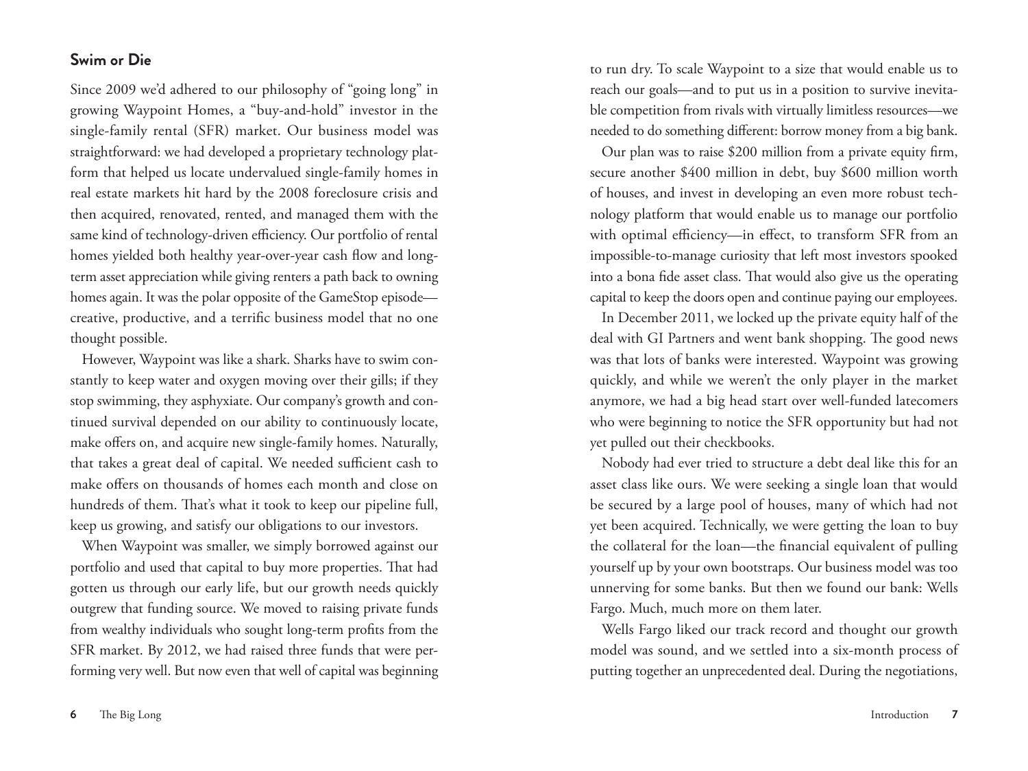## Swim or Die

Since 2009 we'd adhered to our philosophy of "going long" in growing Waypoint Homes, a "buy-and-hold" investor in the single-family rental (SFR) market. Our business model was straightforward: we had developed a proprietary technology platform that helped us locate undervalued single-family homes in real estate markets hit hard by the 2008 foreclosure crisis and then acquired, renovated, rented, and managed them with the same kind of technology-driven efficiency. Our portfolio of rental homes yielded both healthy year-over-year cash flow and long-term asset appreciation while giving renters a path back to owning homes again. It was the polar opposite of the GameStop episode—creative, productive, and a terrific business model that no one thought possible.

However, Waypoint was like a shark. Sharks have to swim constantly to keep water and oxygen moving over their gills; if they stop swimming, they asphyxiate. Our company's growth and continued survival depended on our ability to continuously locate, make offers on, and acquire new single-family homes. Naturally, that takes a great deal of capital. We needed sufficient cash to make offers on thousands of homes each month and close on hundreds of them. That's what it took to keep our pipeline full, keep us growing, and satisfy our obligations to our investors.

When Waypoint was smaller, we simply borrowed against our portfolio and used that capital to buy more properties. That had gotten us through our early life, but our growth needs quickly outgrew that funding source. We moved to raising private funds from wealthy individuals who sought long-term profits from the SFR market. By 2012, we had raised three funds that were performing very well. But now even that well of capital was beginning to run dry. To scale Waypoint to a size that would enable us to reach our goals—and to put us in a position to survive inevitable competition from rivals with virtually limitless resources—we needed to do something different: borrow money from a big bank.

Our plan was to raise $200 million from a private equity firm, secure another $400 million in debt, buy $600 million worth of houses, and invest in developing an even more robust technology platform that would enable us to manage our portfolio with optimal efficiency—in effect, to transform SFR from an impossible-to-manage curiosity that left most investors spooked into a bona fide asset class. That would also give us the operating capital to keep the doors open and continue paying our employees.

In December 2011, we locked up the private equity half of the deal with GI Partners and went bank shopping. The good news was that lots of banks were interested. Waypoint was growing quickly, and while we weren't the only player in the market anymore, we had a big head start over well-funded latecomers who were beginning to notice the SFR opportunity but had not yet pulled out their checkbooks.

Nobody had ever tried to structure a debt deal like this for an asset class like ours. We were seeking a single loan that would be secured by a large pool of houses, many of which had not yet been acquired. Technically, we were getting the loan to buy the collateral for the loan—the financial equivalent of pulling yourself up by your own bootstraps. Our business model was too unnerving for some banks. But then we found our bank: Wells Fargo. Much, much more on them later.

Wells Fargo liked our track record and thought our growth model was sound, and we settled into a six-month process of putting together an unprecedented deal. During the negotiations,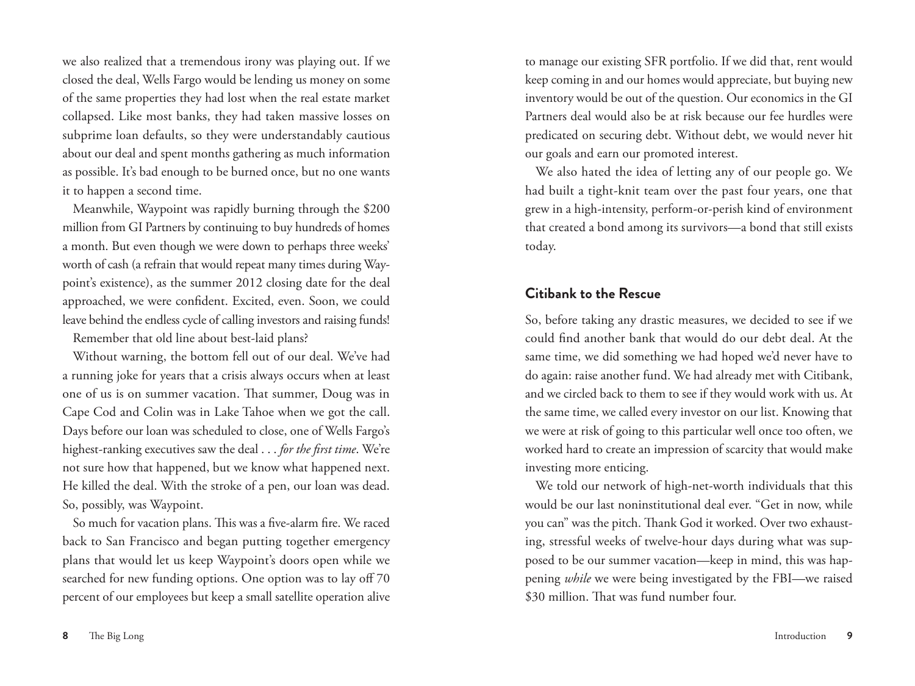we also realized that a tremendous irony was playing out. If we closed the deal, Wells Fargo would be lending us money on some of the same properties they had lost when the real estate market collapsed. Like most banks, they had taken massive losses on subprime loan defaults, so they were understandably cautious about our deal and spent months gathering as much information as possible. It's bad enough to be burned once, but no one wants it to happen a second time.

Meanwhile, Waypoint was rapidly burning through the $200 million from GI Partners by continuing to buy hundreds of homes a month. But even though we were down to perhaps three weeks' worth of cash (a refrain that would repeat many times during Waypoint's existence), as the summer 2012 closing date for the deal approached, we were confident. Excited, even. Soon, we could leave behind the endless cycle of calling investors and raising funds!

Remember that old line about best-laid plans?

Without warning, the bottom fell out of our deal. We've had a running joke for years that a crisis always occurs when at least one of us is on summer vacation. That summer, Doug was in Cape Cod and Colin was in Lake Tahoe when we got the call. Days before our loan was scheduled to close, one of Wells Fargo's highest-ranking executives saw the deal . . . *for the first time*. We're not sure how that happened, but we know what happened next. He killed the deal. With the stroke of a pen, our loan was dead. So, possibly, was Waypoint.

So much for vacation plans. This was a five-alarm fire. We raced back to San Francisco and began putting together emergency plans that would let us keep Waypoint's doors open while we searched for new funding options. One option was to lay off 70 percent of our employees but keep a small satellite operation alive to manage our existing SFR portfolio. If we did that, rent would keep coming in and our homes would appreciate, but buying new inventory would be out of the question. Our economics in the GI Partners deal would also be at risk because our fee hurdles were predicated on securing debt. Without debt, we would never hit our goals and earn our promoted interest.

We also hated the idea of letting any of our people go. We had built a tight-knit team over the past four years, one that grew in a high-intensity, perform-or-perish kind of environment that created a bond among its survivors—a bond that still exists today.

## Citibank to the Rescue

So, before taking any drastic measures, we decided to see if we could find another bank that would do our debt deal. At the same time, we did something we had hoped we'd never have to do again: raise another fund. We had already met with Citibank, and we circled back to them to see if they would work with us. At the same time, we called every investor on our list. Knowing that we were at risk of going to this particular well once too often, we worked hard to create an impression of scarcity that would make investing more enticing.

We told our network of high-net-worth individuals that this would be our last noninstitutional deal ever. "Get in now, while you can" was the pitch. Thank God it worked. Over two exhausting, stressful weeks of twelve-hour days during what was supposed to be our summer vacation—keep in mind, this was happening *while* we were being investigated by the FBI—we raised $30 million. That was fund number four.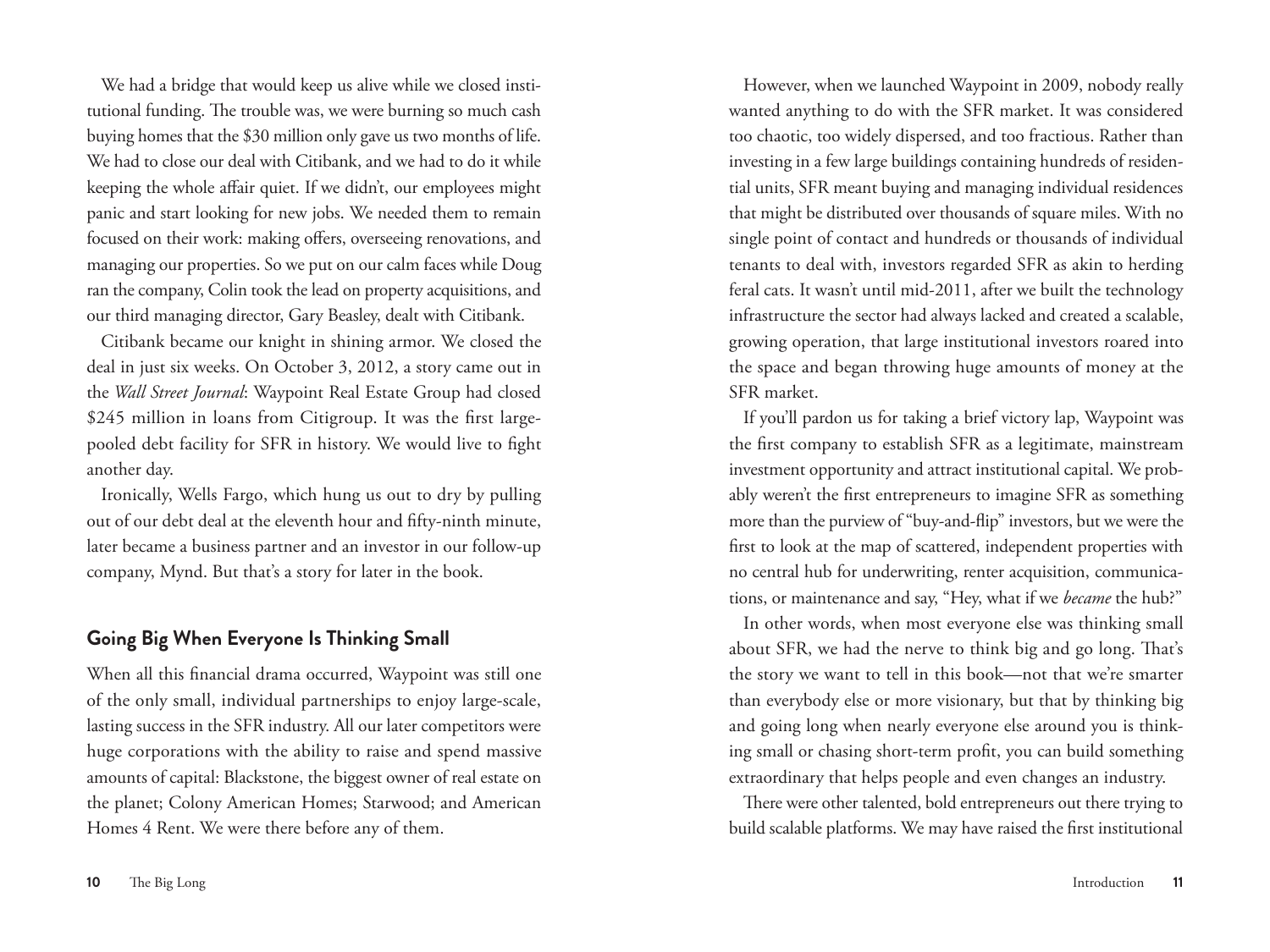We had a bridge that would keep us alive while we closed institutional funding. The trouble was, we were burning so much cash buying homes that the $30 million only gave us two months of life. We had to close our deal with Citibank, and we had to do it while keeping the whole affair quiet. If we didn't, our employees might panic and start looking for new jobs. We needed them to remain focused on their work: making offers, overseeing renovations, and managing our properties. So we put on our calm faces while Doug ran the company, Colin took the lead on property acquisitions, and our third managing director, Gary Beasley, dealt with Citibank.

Citibank became our knight in shining armor. We closed the deal in just six weeks. On October 3, 2012, a story came out in the *Wall Street Journal*: Waypoint Real Estate Group had closed $245 million in loans from Citigroup. It was the first large-pooled debt facility for SFR in history. We would live to fight another day.

Ironically, Wells Fargo, which hung us out to dry by pulling out of our debt deal at the eleventh hour and fifty-ninth minute, later became a business partner and an investor in our follow-up company, Mynd. But that's a story for later in the book.

## Going Big When Everyone Is Thinking Small

When all this financial drama occurred, Waypoint was still one of the only small, individual partnerships to enjoy large-scale, lasting success in the SFR industry. All our later competitors were huge corporations with the ability to raise and spend massive amounts of capital: Blackstone, the biggest owner of real estate on the planet; Colony American Homes; Starwood; and American Homes 4 Rent. We were there before any of them.

However, when we launched Waypoint in 2009, nobody really wanted anything to do with the SFR market. It was considered too chaotic, too widely dispersed, and too fractious. Rather than investing in a few large buildings containing hundreds of residential units, SFR meant buying and managing individual residences that might be distributed over thousands of square miles. With no single point of contact and hundreds or thousands of individual tenants to deal with, investors regarded SFR as akin to herding feral cats. It wasn't until mid-2011, after we built the technology infrastructure the sector had always lacked and created a scalable, growing operation, that large institutional investors roared into the space and began throwing huge amounts of money at the SFR market.

If you'll pardon us for taking a brief victory lap, Waypoint was the first company to establish SFR as a legitimate, mainstream investment opportunity and attract institutional capital. We probably weren't the first entrepreneurs to imagine SFR as something more than the purview of "buy-and-flip" investors, but we were the first to look at the map of scattered, independent properties with no central hub for underwriting, renter acquisition, communications, or maintenance and say, "Hey, what if we *became* the hub?"

In other words, when most everyone else was thinking small about SFR, we had the nerve to think big and go long. That's the story we want to tell in this book—not that we're smarter than everybody else or more visionary, but that by thinking big and going long when nearly everyone else around you is thinking small or chasing short-term profit, you can build something extraordinary that helps people and even changes an industry.

There were other talented, bold entrepreneurs out there trying to build scalable platforms. We may have raised the first institutional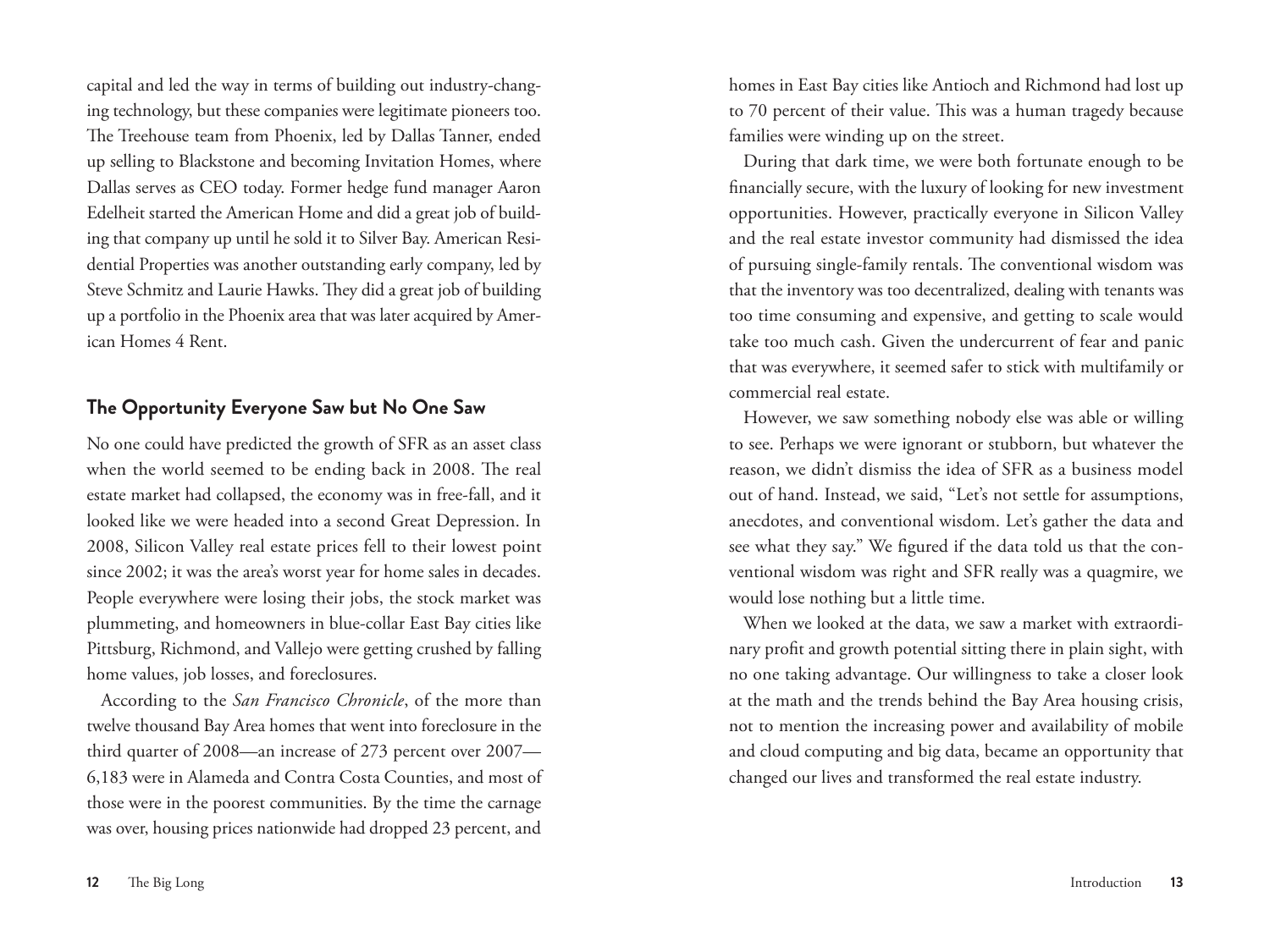capital and led the way in terms of building out industry-changing technology, but these companies were legitimate pioneers too. The Treehouse team from Phoenix, led by Dallas Tanner, ended up selling to Blackstone and becoming Invitation Homes, where Dallas serves as CEO today. Former hedge fund manager Aaron Edelheit started the American Home and did a great job of building that company up until he sold it to Silver Bay. American Residential Properties was another outstanding early company, led by Steve Schmitz and Laurie Hawks. They did a great job of building up a portfolio in the Phoenix area that was later acquired by American Homes 4 Rent.

## The Opportunity Everyone Saw but No One Saw

No one could have predicted the growth of SFR as an asset class when the world seemed to be ending back in 2008. The real estate market had collapsed, the economy was in free-fall, and it looked like we were headed into a second Great Depression. In 2008, Silicon Valley real estate prices fell to their lowest point since 2002; it was the area's worst year for home sales in decades. People everywhere were losing their jobs, the stock market was plummeting, and homeowners in blue-collar East Bay cities like Pittsburg, Richmond, and Vallejo were getting crushed by falling home values, job losses, and foreclosures.

According to the *San Francisco Chronicle*, of the more than twelve thousand Bay Area homes that went into foreclosure in the third quarter of 2008—an increase of 273 percent over 2007—6,183 were in Alameda and Contra Costa Counties, and most of those were in the poorest communities. By the time the carnage was over, housing prices nationwide had dropped 23 percent, and homes in East Bay cities like Antioch and Richmond had lost up to 70 percent of their value. This was a human tragedy because families were winding up on the street.

During that dark time, we were both fortunate enough to be financially secure, with the luxury of looking for new investment opportunities. However, practically everyone in Silicon Valley and the real estate investor community had dismissed the idea of pursuing single-family rentals. The conventional wisdom was that the inventory was too decentralized, dealing with tenants was too time consuming and expensive, and getting to scale would take too much cash. Given the undercurrent of fear and panic that was everywhere, it seemed safer to stick with multifamily or commercial real estate.

However, we saw something nobody else was able or willing to see. Perhaps we were ignorant or stubborn, but whatever the reason, we didn't dismiss the idea of SFR as a business model out of hand. Instead, we said, "Let's not settle for assumptions, anecdotes, and conventional wisdom. Let's gather the data and see what they say." We figured if the data told us that the conventional wisdom was right and SFR really was a quagmire, we would lose nothing but a little time.

When we looked at the data, we saw a market with extraordinary profit and growth potential sitting there in plain sight, with no one taking advantage. Our willingness to take a closer look at the math and the trends behind the Bay Area housing crisis, not to mention the increasing power and availability of mobile and cloud computing and big data, became an opportunity that changed our lives and transformed the real estate industry.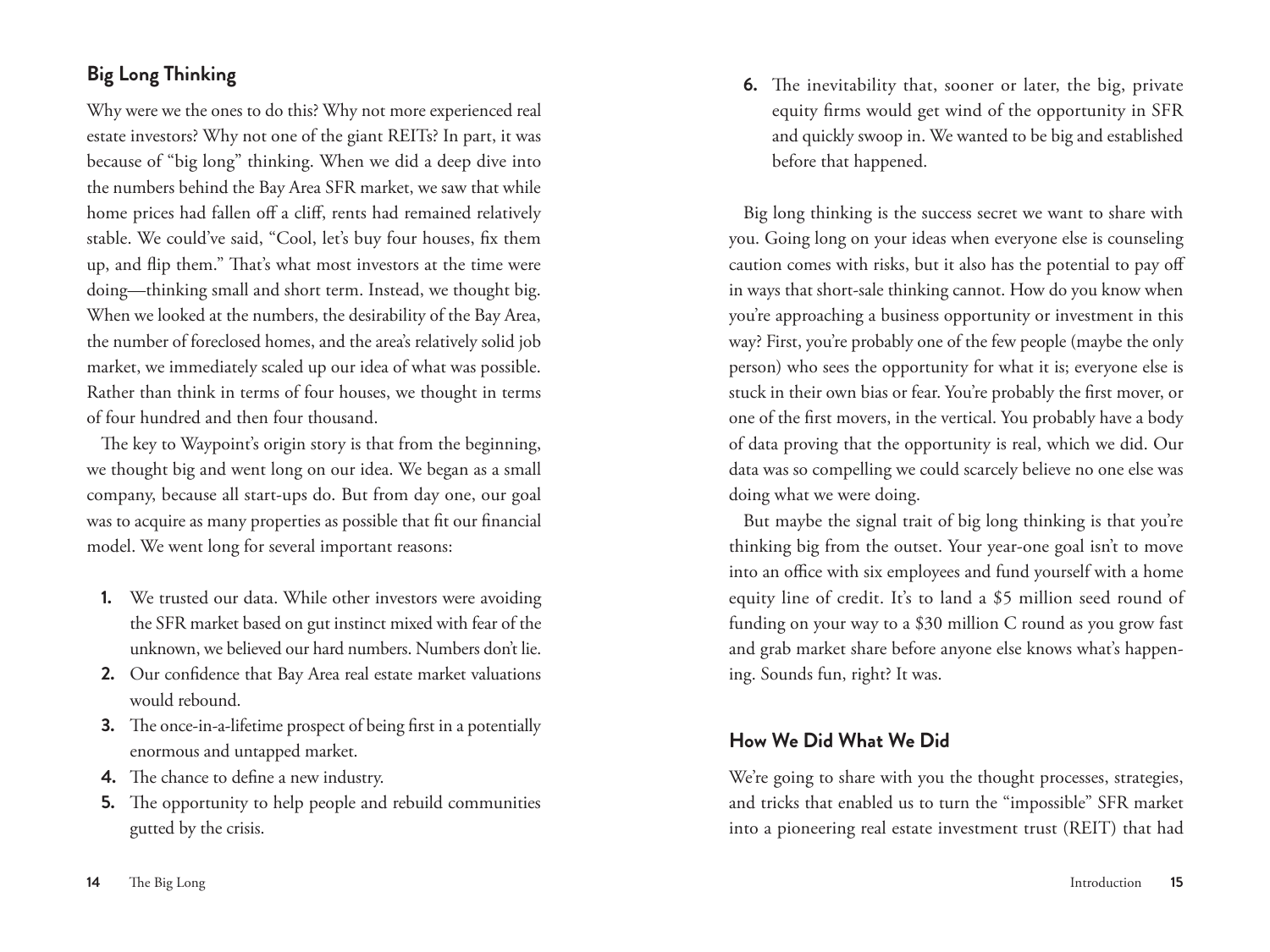## Big Long Thinking

Why were we the ones to do this? Why not more experienced real estate investors? Why not one of the giant REITs? In part, it was because of "big long" thinking. When we did a deep dive into the numbers behind the Bay Area SFR market, we saw that while home prices had fallen off a cliff, rents had remained relatively stable. We could've said, "Cool, let's buy four houses, fix them up, and flip them." That's what most investors at the time were doing—thinking small and short term. Instead, we thought big. When we looked at the numbers, the desirability of the Bay Area, the number of foreclosed homes, and the area's relatively solid job market, we immediately scaled up our idea of what was possible. Rather than think in terms of four houses, we thought in terms of four hundred and then four thousand.

The key to Waypoint's origin story is that from the beginning, we thought big and went long on our idea. We began as a small company, because all start-ups do. But from day one, our goal was to acquire as many properties as possible that fit our financial model. We went long for several important reasons:

1. We trusted our data. While other investors were avoiding the SFR market based on gut instinct mixed with fear of the unknown, we believed our hard numbers. Numbers don't lie.
2. Our confidence that Bay Area real estate market valuations would rebound.
3. The once-in-a-lifetime prospect of being first in a potentially enormous and untapped market.
4. The chance to define a new industry.
5. The opportunity to help people and rebuild communities gutted by the crisis.
6. The inevitability that, sooner or later, the big, private equity firms would get wind of the opportunity in SFR and quickly swoop in. We wanted to be big and established before that happened.

Big long thinking is the success secret we want to share with you. Going long on your ideas when everyone else is counseling caution comes with risks, but it also has the potential to pay off in ways that short-sale thinking cannot. How do you know when you're approaching a business opportunity or investment in this way? First, you're probably one of the few people (maybe the only person) who sees the opportunity for what it is; everyone else is stuck in their own bias or fear. You're probably the first mover, or one of the first movers, in the vertical. You probably have a body of data proving that the opportunity is real, which we did. Our data was so compelling we could scarcely believe no one else was doing what we were doing.

But maybe the signal trait of big long thinking is that you're thinking big from the outset. Your year-one goal isn't to move into an office with six employees and fund yourself with a home equity line of credit. It's to land a $5 million seed round of funding on your way to a $30 million C round as you grow fast and grab market share before anyone else knows what's happening. Sounds fun, right? It was.

## How We Did What We Did

We're going to share with you the thought processes, strategies, and tricks that enabled us to turn the "impossible" SFR market into a pioneering real estate investment trust (REIT) that had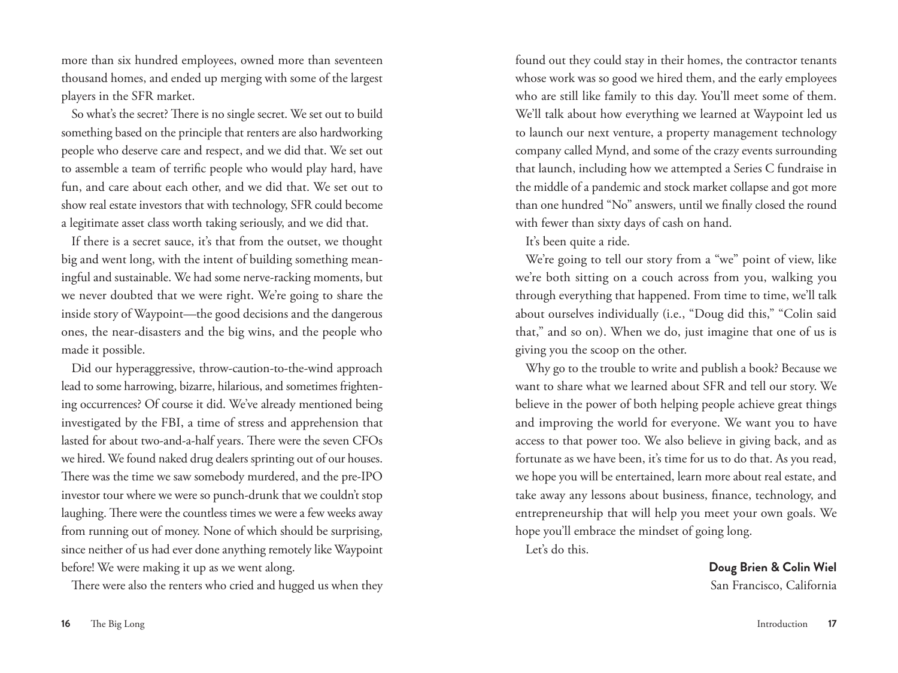more than six hundred employees, owned more than seventeen thousand homes, and ended up merging with some of the largest players in the SFR market.

So what's the secret? There is no single secret. We set out to build something based on the principle that renters are also hardworking people who deserve care and respect, and we did that. We set out to assemble a team of terrific people who would play hard, have fun, and care about each other, and we did that. We set out to show real estate investors that with technology, SFR could become a legitimate asset class worth taking seriously, and we did that.

If there is a secret sauce, it's that from the outset, we thought big and went long, with the intent of building something meaningful and sustainable. We had some nerve-racking moments, but we never doubted that we were right. We're going to share the inside story of Waypoint—the good decisions and the dangerous ones, the near-disasters and the big wins, and the people who made it possible.

Did our hyperaggressive, throw-caution-to-the-wind approach lead to some harrowing, bizarre, hilarious, and sometimes frightening occurrences? Of course it did. We've already mentioned being investigated by the FBI, a time of stress and apprehension that lasted for about two-and-a-half years. There were the seven CFOs we hired. We found naked drug dealers sprinting out of our houses. There was the time we saw somebody murdered, and the pre-IPO investor tour where we were so punch-drunk that we couldn't stop laughing. There were the countless times we were a few weeks away from running out of money. None of which should be surprising, since neither of us had ever done anything remotely like Waypoint before! We were making it up as we went along.

There were also the renters who cried and hugged us when they found out they could stay in their homes, the contractor tenants whose work was so good we hired them, and the early employees who are still like family to this day. You'll meet some of them. We'll talk about how everything we learned at Waypoint led us to launch our next venture, a property management technology company called Mynd, and some of the crazy events surrounding that launch, including how we attempted a Series C fundraise in the middle of a pandemic and stock market collapse and got more than one hundred "No" answers, until we finally closed the round with fewer than sixty days of cash on hand.

It's been quite a ride.

We're going to tell our story from a "we" point of view, like we're both sitting on a couch across from you, walking you through everything that happened. From time to time, we'll talk about ourselves individually (i.e., "Doug did this," "Colin said that," and so on). When we do, just imagine that one of us is giving you the scoop on the other.

Why go to the trouble to write and publish a book? Because we want to share what we learned about SFR and tell our story. We believe in the power of both helping people achieve great things and improving the world for everyone. We want you to have access to that power too. We also believe in giving back, and as fortunate as we have been, it's time for us to do that. As you read, we hope you will be entertained, learn more about real estate, and take away any lessons about business, finance, technology, and entrepreneurship that will help you meet your own goals. We hope you'll embrace the mindset of going long.

Let's do this.

**Doug Brien & Colin Wiel**
San Francisco, California